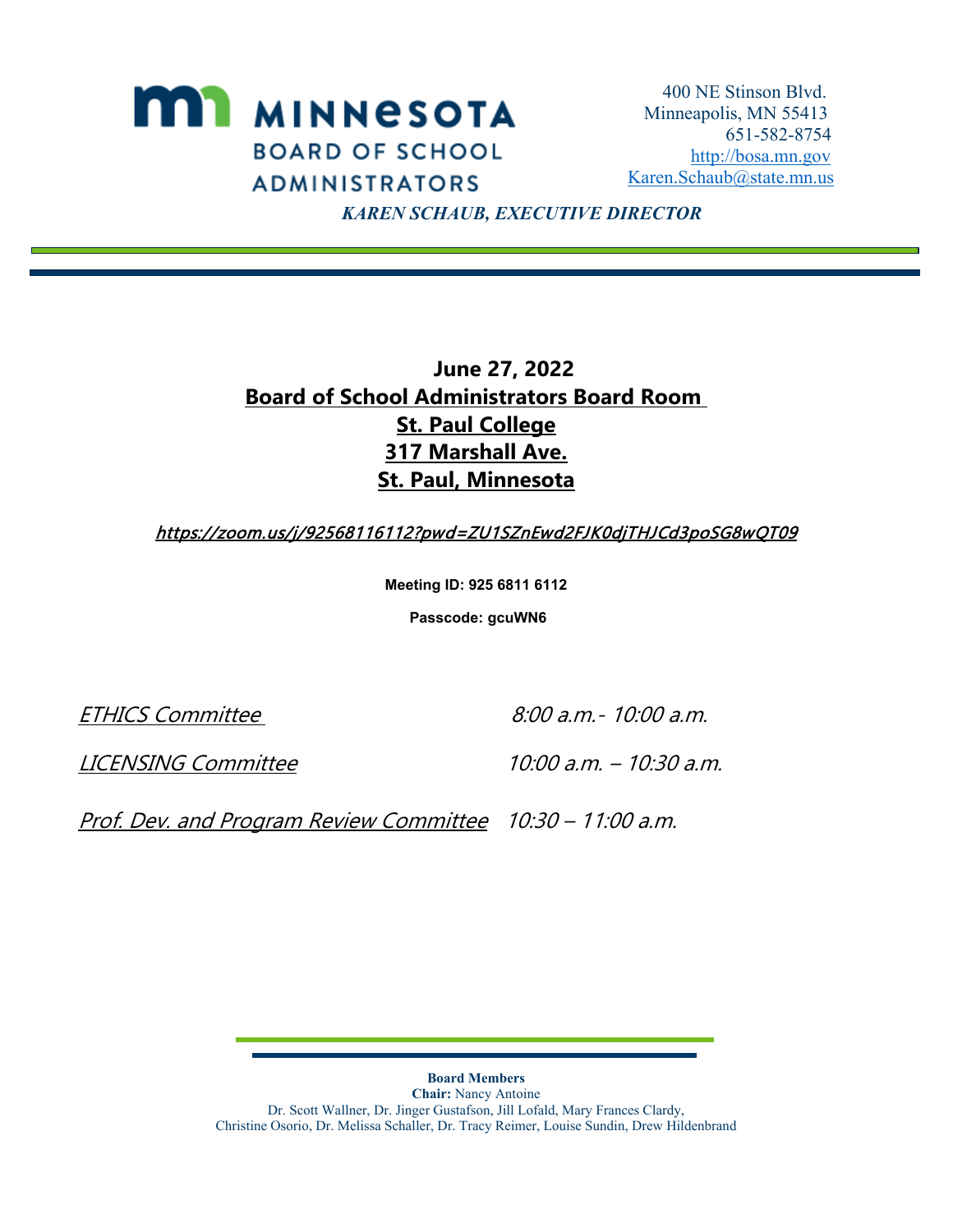# MINNESOTA BOARD OF SCHOOL ADMINISTRATORS

400 NE Stinson Blvd.
Minneapolis, MN 55413
651-582-8754
http://bosa.mn.gov
Karen.Schaub@state.mn.us

***KAREN SCHAUB, EXECUTIVE DIRECTOR***

---

**June 27, 2022**
**Board of School Administrators Board Room**
**St. Paul College**
**317 Marshall Ave.**
**St. Paul, Minnesota**

***https://zoom.us/j/92568116112?pwd=ZU1SZnEwd2FJK0djTHJCd3poSG8wQT09***

**Meeting ID: 925 6811 6112**

**Passcode: gcuWN6**

*ETHICS Committee* — *8:00 a.m.- 10:00 a.m.*

*LICENSING Committee* — *10:00 a.m. – 10:30 a.m.*

*Prof. Dev. and Program Review Committee* — *10:30 – 11:00 a.m.*

---

**Board Members**
**Chair:** Nancy Antoine
Dr. Scott Wallner, Dr. Jinger Gustafson, Jill Lofald, Mary Frances Clardy,
Christine Osorio, Dr. Melissa Schaller, Dr. Tracy Reimer, Louise Sundin, Drew Hildenbrand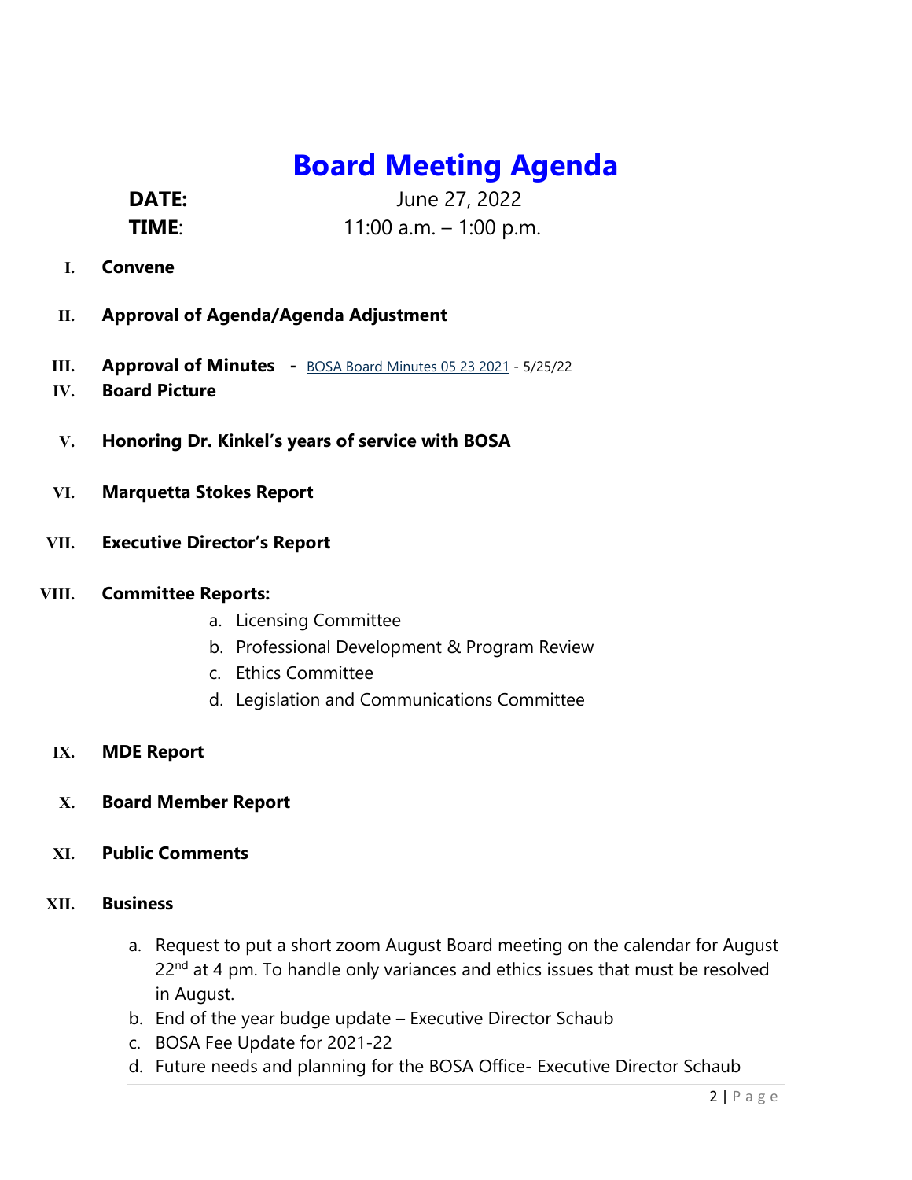# Board Meeting Agenda

**DATE:** June 27, 2022

**TIME**: 11:00 a.m. – 1:00 p.m.

I. **Convene**

II. **Approval of Agenda/Agenda Adjustment**

III. **Approval of Minutes -** BOSA Board Minutes 05 23 2021 - 5/25/22

IV. **Board Picture**

V. **Honoring Dr. Kinkel's years of service with BOSA**

VI. **Marquetta Stokes Report**

VII. **Executive Director's Report**

VIII. **Committee Reports:**

a. Licensing Committee
b. Professional Development & Program Review
c. Ethics Committee
d. Legislation and Communications Committee

IX. **MDE Report**

X. **Board Member Report**

XI. **Public Comments**

XII. **Business**

a. Request to put a short zoom August Board meeting on the calendar for August 22nd at 4 pm. To handle only variances and ethics issues that must be resolved in August.
b. End of the year budge update – Executive Director Schaub
c. BOSA Fee Update for 2021-22
d. Future needs and planning for the BOSA Office- Executive Director Schaub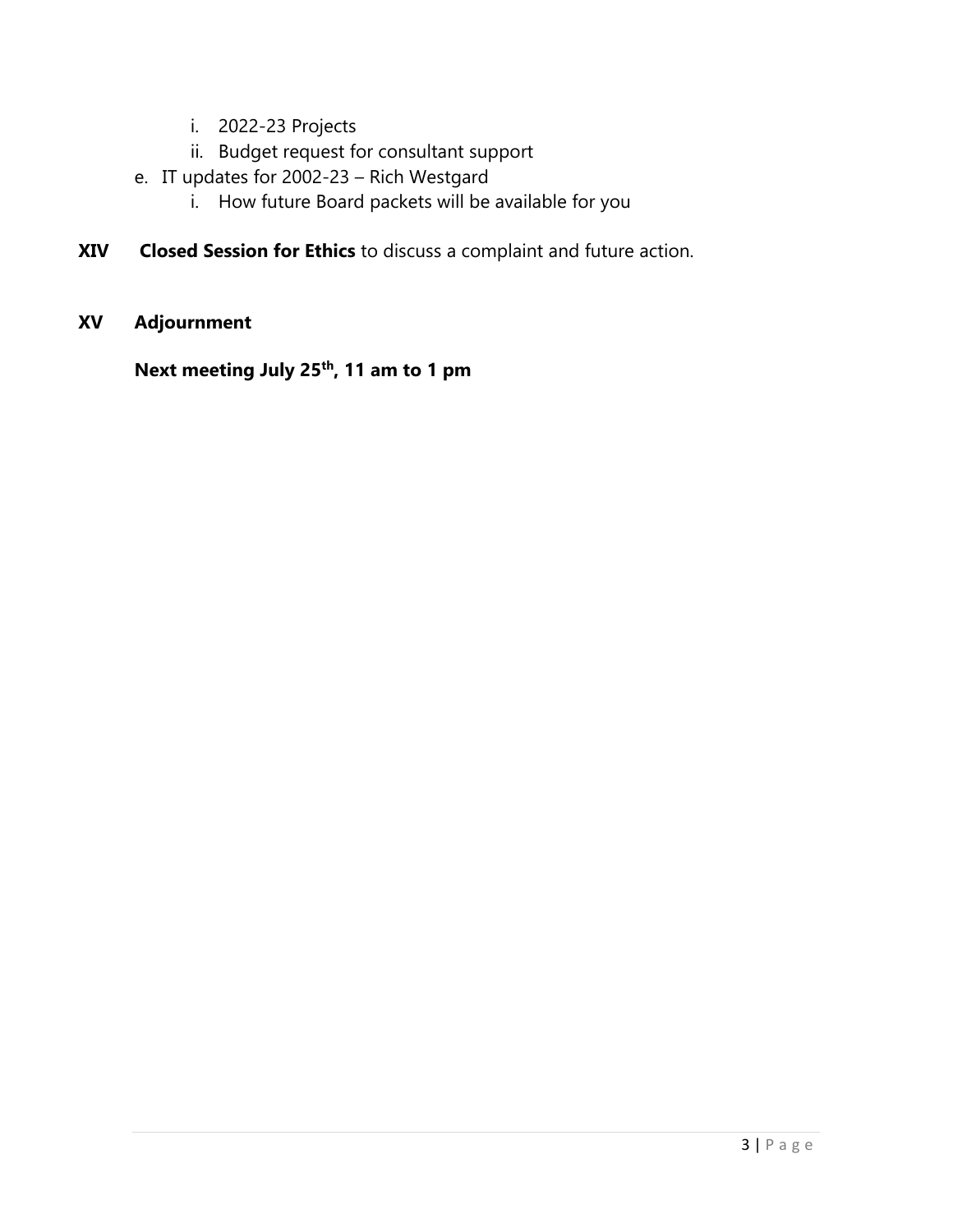i. 2022-23 Projects
    ii. Budget request for consultant support

e. IT updates for 2002-23 – Rich Westgard
    i. How future Board packets will be available for you

**XIV Closed Session for Ethics** to discuss a complaint and future action.

**XV Adjournment**

**Next meeting July 25th, 11 am to 1 pm**